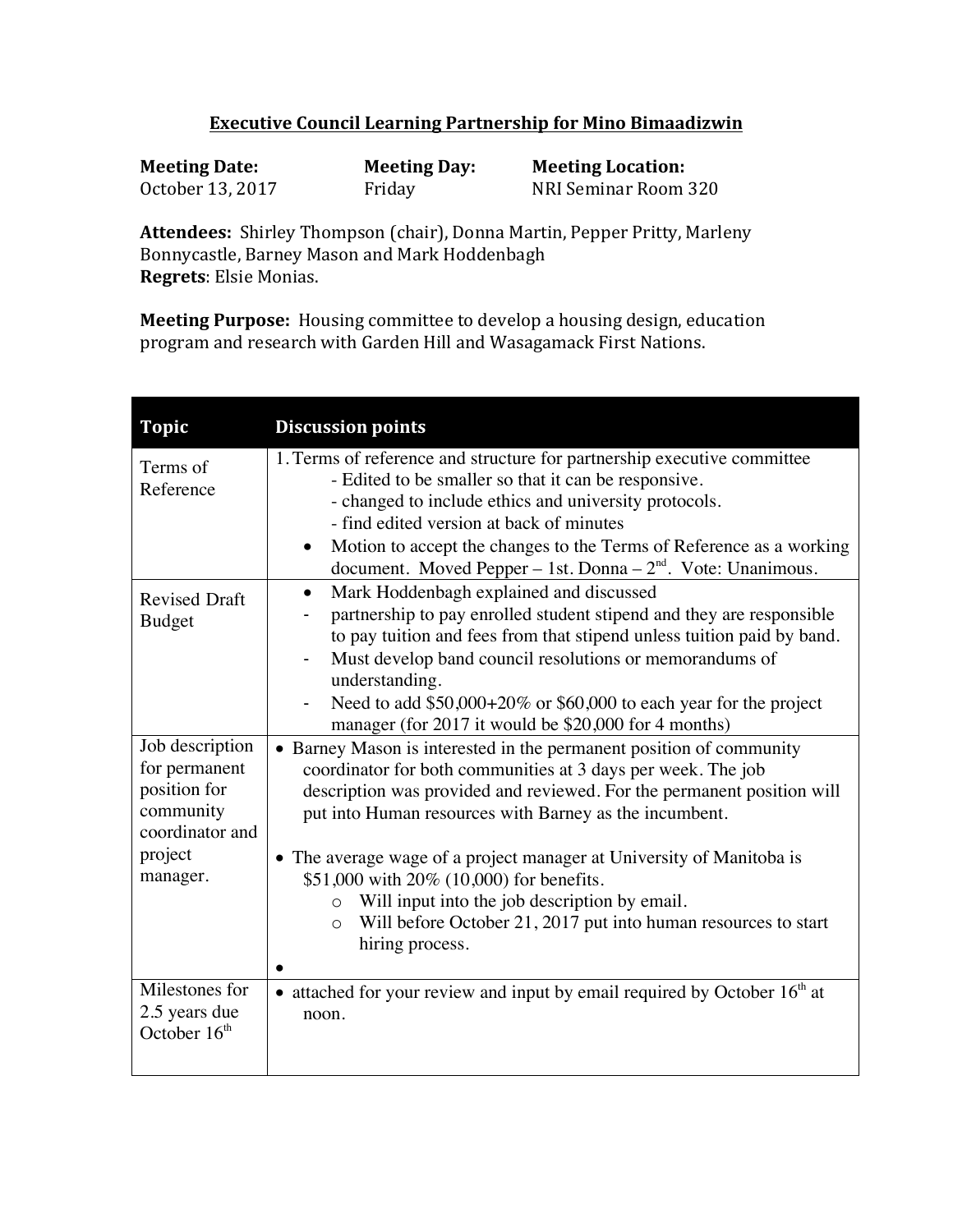## Executive Council Learning Partnership for Mino Bimaadizwin

**Meeting Date:** October 13, 2017

**Meeting Day:** Friday

**Meeting Location:** NRI Seminar Room 320

**Attendees:** Shirley Thompson (chair), Donna Martin, Pepper Pritty, Marleny Bonnycastle, Barney Mason and Mark Hoddenbagh
**Regrets**: Elsie Monias.

**Meeting Purpose:** Housing committee to develop a housing design, education program and research with Garden Hill and Wasagamack First Nations.

| **Topic** | **Discussion points** |
|---|---|
| Terms of Reference | 1. Terms of reference and structure for partnership executive committee<br>- Edited to be smaller so that it can be responsive.<br>- changed to include ethics and university protocols.<br>- find edited version at back of minutes<br>• Motion to accept the changes to the Terms of Reference as a working document. Moved Pepper – 1st. Donna – 2nd. Vote: Unanimous. |
| Revised Draft Budget | • Mark Hoddenbagh explained and discussed<br>- partnership to pay enrolled student stipend and they are responsible to pay tuition and fees from that stipend unless tuition paid by band.<br>- Must develop band council resolutions or memorandums of understanding.<br>- Need to add $50,000+20% or $60,000 to each year for the project manager (for 2017 it would be $20,000 for 4 months) |
| Job description for permanent position for community coordinator and project manager. | • Barney Mason is interested in the permanent position of community coordinator for both communities at 3 days per week. The job description was provided and reviewed. For the permanent position will put into Human resources with Barney as the incumbent.<br><br>• The average wage of a project manager at University of Manitoba is $51,000 with 20% (10,000) for benefits.<br>o Will input into the job description by email.<br>o Will before October 21, 2017 put into human resources to start hiring process.<br>• |
| Milestones for 2.5 years due October 16th | • attached for your review and input by email required by October 16th at noon. |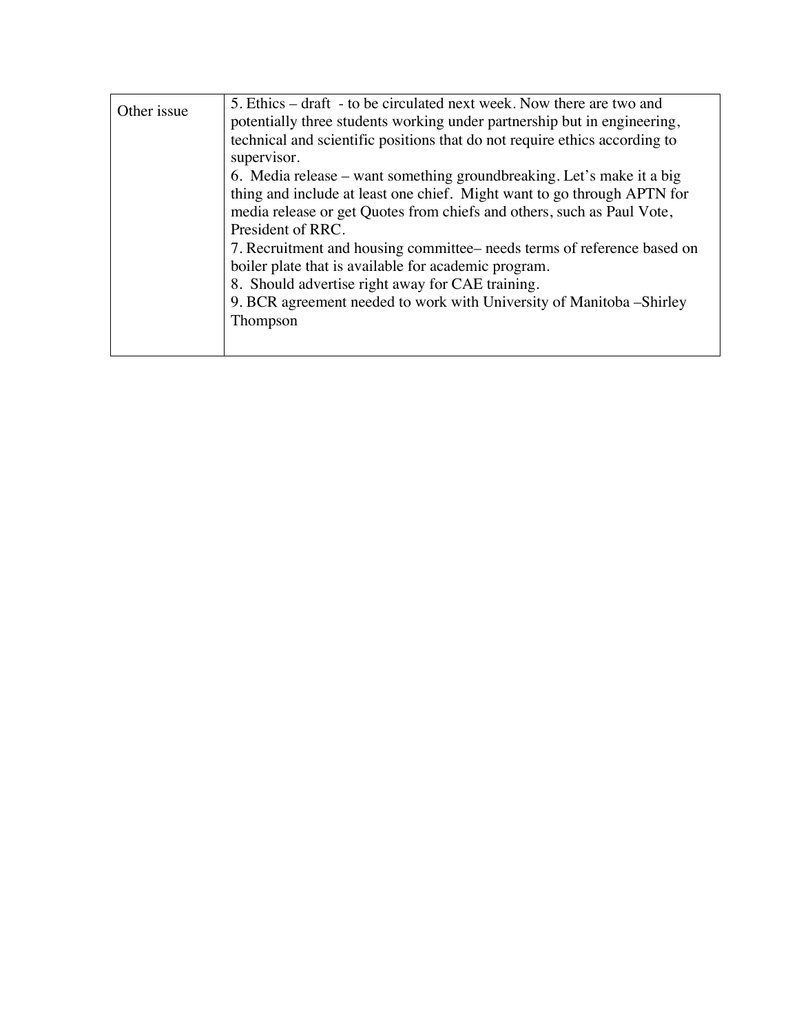| | |
|---|---|
| Other issue | 5. Ethics – draft - to be circulated next week. Now there are two and potentially three students working under partnership but in engineering, technical and scientific positions that do not require ethics according to supervisor.<br>6. Media release – want something groundbreaking. Let's make it a big thing and include at least one chief. Might want to go through APTN for media release or get Quotes from chiefs and others, such as Paul Vote, President of RRC.<br>7. Recruitment and housing committee– needs terms of reference based on boiler plate that is available for academic program.<br>8. Should advertise right away for CAE training.<br>9. BCR agreement needed to work with University of Manitoba –Shirley Thompson |